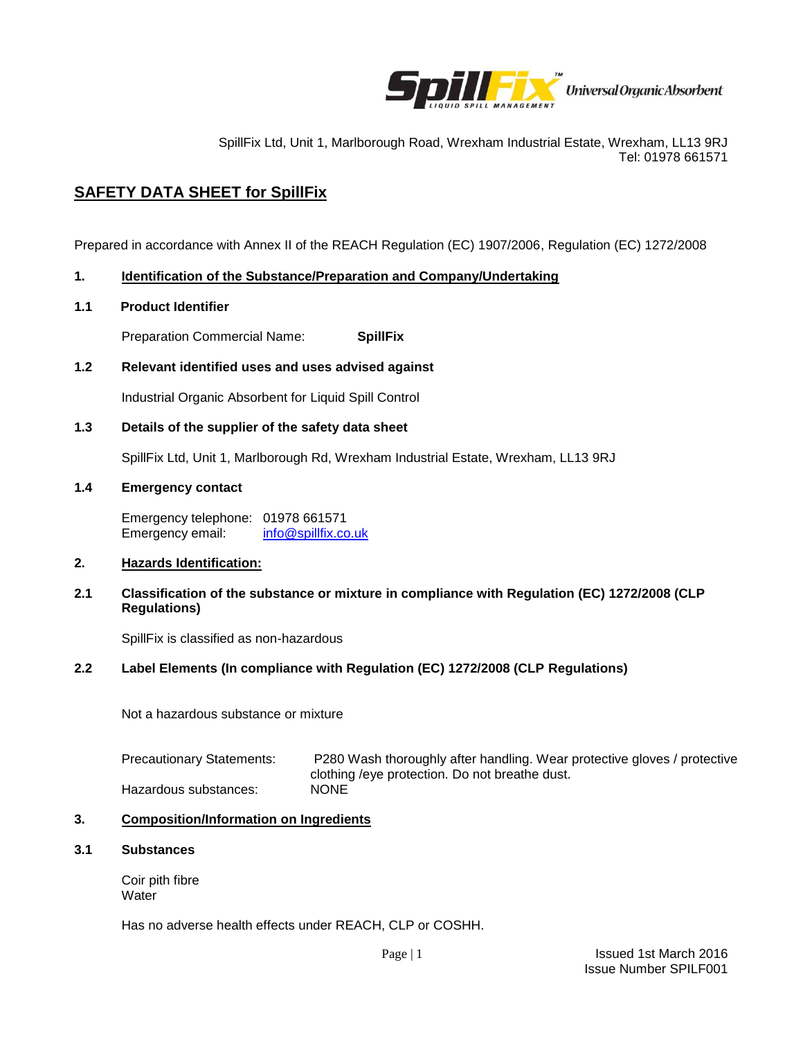SpillFix Ltd, Unit 1, Marlborough Road, Wrexham Industrial Estate, Wrexham, LL13 9RJ
Tel: 01978 661571

# SAFETY DATA SHEET for SpillFix

Prepared in accordance with Annex II of the REACH Regulation (EC) 1907/2006, Regulation (EC) 1272/2008

## 1. Identification of the Substance/Preparation and Company/Undertaking

### 1.1 Product Identifier

Preparation Commercial Name: **SpillFix**

### 1.2 Relevant identified uses and uses advised against

Industrial Organic Absorbent for Liquid Spill Control

### 1.3 Details of the supplier of the safety data sheet

SpillFix Ltd, Unit 1, Marlborough Rd, Wrexham Industrial Estate, Wrexham, LL13 9RJ

### 1.4 Emergency contact

Emergency telephone: 01978 661571
Emergency email: info@spillfix.co.uk

## 2. Hazards Identification:

### 2.1 Classification of the substance or mixture in compliance with Regulation (EC) 1272/2008 (CLP Regulations)

SpillFix is classified as non-hazardous

### 2.2 Label Elements (In compliance with Regulation (EC) 1272/2008 (CLP Regulations)

Not a hazardous substance or mixture

Precautionary Statements: P280 Wash thoroughly after handling. Wear protective gloves / protective clothing /eye protection. Do not breathe dust.

Hazardous substances: NONE

## 3. Composition/Information on Ingredients

### 3.1 Substances

Coir pith fibre
Water

Has no adverse health effects under REACH, CLP or COSHH.

Issued 1st March 2016
Issue Number SPILF001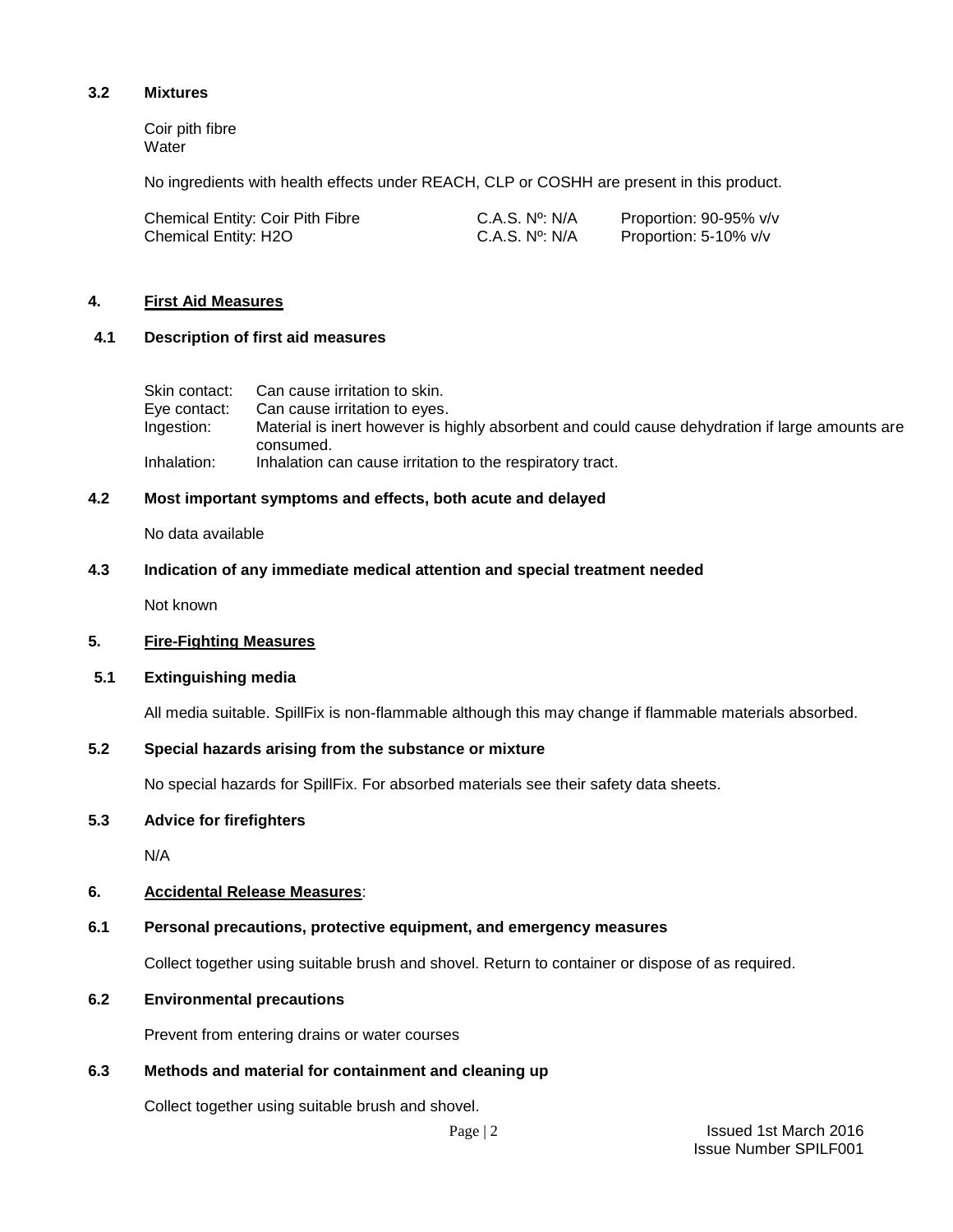### 3.2 Mixtures

Coir pith fibre
Water

No ingredients with health effects under REACH, CLP or COSHH are present in this product.

| Chemical Entity | C.A.S. Nº | Proportion |
|---|---|---|
| Chemical Entity: Coir Pith Fibre | C.A.S. Nº: N/A | Proportion: 90-95% v/v |
| Chemical Entity: $H_2O$ | C.A.S. Nº: N/A | Proportion: 5-10% v/v |

## 4. First Aid Measures

### 4.1 Description of first aid measures

| | |
|---|---|
| Skin contact: | Can cause irritation to skin. |
| Eye contact: | Can cause irritation to eyes. |
| Ingestion: | Material is inert however is highly absorbent and could cause dehydration if large amounts are consumed. |
| Inhalation: | Inhalation can cause irritation to the respiratory tract. |

### 4.2 Most important symptoms and effects, both acute and delayed

No data available

### 4.3 Indication of any immediate medical attention and special treatment needed

Not known

## 5. Fire-Fighting Measures

### 5.1 Extinguishing media

All media suitable. SpillFix is non-flammable although this may change if flammable materials absorbed.

### 5.2 Special hazards arising from the substance or mixture

No special hazards for SpillFix. For absorbed materials see their safety data sheets.

### 5.3 Advice for firefighters

N/A

## 6. Accidental Release Measures:

### 6.1 Personal precautions, protective equipment, and emergency measures

Collect together using suitable brush and shovel. Return to container or dispose of as required.

### 6.2 Environmental precautions

Prevent from entering drains or water courses

### 6.3 Methods and material for containment and cleaning up

Collect together using suitable brush and shovel.

Issued 1st March 2016
Issue Number SPILF001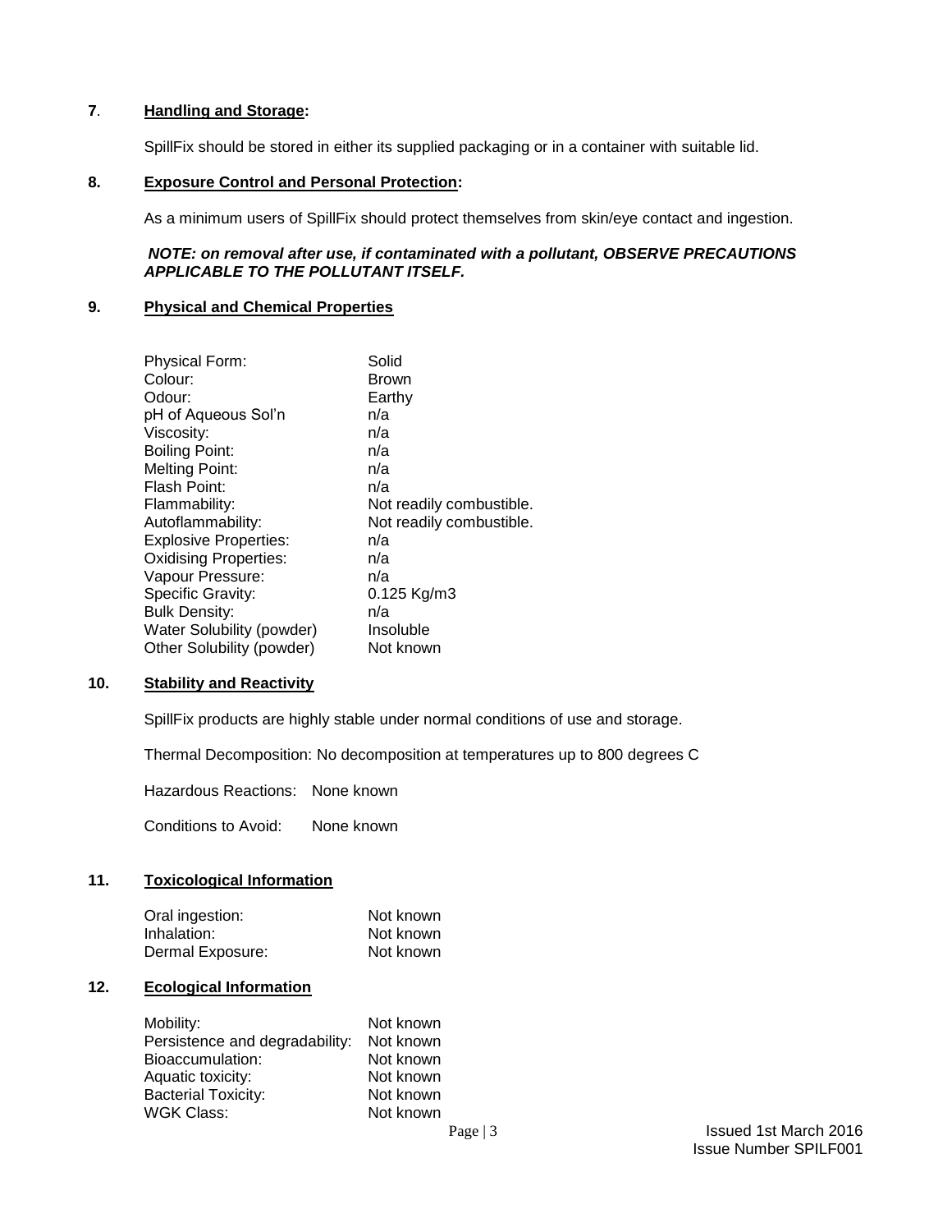## 7. Handling and Storage:

SpillFix should be stored in either its supplied packaging or in a container with suitable lid.

## 8. Exposure Control and Personal Protection:

As a minimum users of SpillFix should protect themselves from skin/eye contact and ingestion.

***NOTE: on removal after use, if contaminated with a pollutant, OBSERVE PRECAUTIONS APPLICABLE TO THE POLLUTANT ITSELF.***

## 9. Physical and Chemical Properties

| | |
|---|---|
| Physical Form: | Solid |
| Colour: | Brown |
| Odour: | Earthy |
| pH of Aqueous Sol'n | n/a |
| Viscosity: | n/a |
| Boiling Point: | n/a |
| Melting Point: | n/a |
| Flash Point: | n/a |
| Flammability: | Not readily combustible. |
| Autoflammability: | Not readily combustible. |
| Explosive Properties: | n/a |
| Oxidising Properties: | n/a |
| Vapour Pressure: | n/a |
| Specific Gravity: | 0.125 Kg/m3 |
| Bulk Density: | n/a |
| Water Solubility (powder) | Insoluble |
| Other Solubility (powder) | Not known |

## 10. Stability and Reactivity

SpillFix products are highly stable under normal conditions of use and storage.

Thermal Decomposition: No decomposition at temperatures up to 800 degrees C

Hazardous Reactions: None known

Conditions to Avoid: None known

## 11. Toxicological Information

| | |
|---|---|
| Oral ingestion: | Not known |
| Inhalation: | Not known |
| Dermal Exposure: | Not known |

## 12. Ecological Information

| | |
|---|---|
| Mobility: | Not known |
| Persistence and degradability: | Not known |
| Bioaccumulation: | Not known |
| Aquatic toxicity: | Not known |
| Bacterial Toxicity: | Not known |
| WGK Class: | Not known |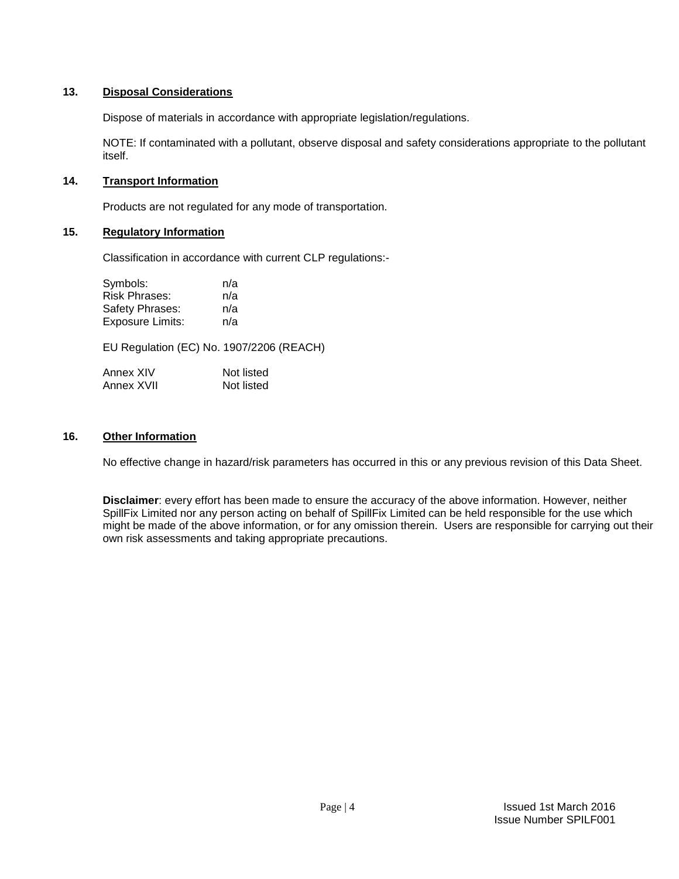## 13. Disposal Considerations

Dispose of materials in accordance with appropriate legislation/regulations.

NOTE: If contaminated with a pollutant, observe disposal and safety considerations appropriate to the pollutant itself.

## 14. Transport Information

Products are not regulated for any mode of transportation.

## 15. Regulatory Information

Classification in accordance with current CLP regulations:-

| | |
|---|---|
| Symbols: | n/a |
| Risk Phrases: | n/a |
| Safety Phrases: | n/a |
| Exposure Limits: | n/a |

EU Regulation (EC) No. 1907/2206 (REACH)

| | |
|---|---|
| Annex XIV | Not listed |
| Annex XVII | Not listed |

## 16. Other Information

No effective change in hazard/risk parameters has occurred in this or any previous revision of this Data Sheet.

**Disclaimer**: every effort has been made to ensure the accuracy of the above information. However, neither SpillFix Limited nor any person acting on behalf of SpillFix Limited can be held responsible for the use which might be made of the above information, or for any omission therein. Users are responsible for carrying out their own risk assessments and taking appropriate precautions.

Issued 1st March 2016
Issue Number SPILF001